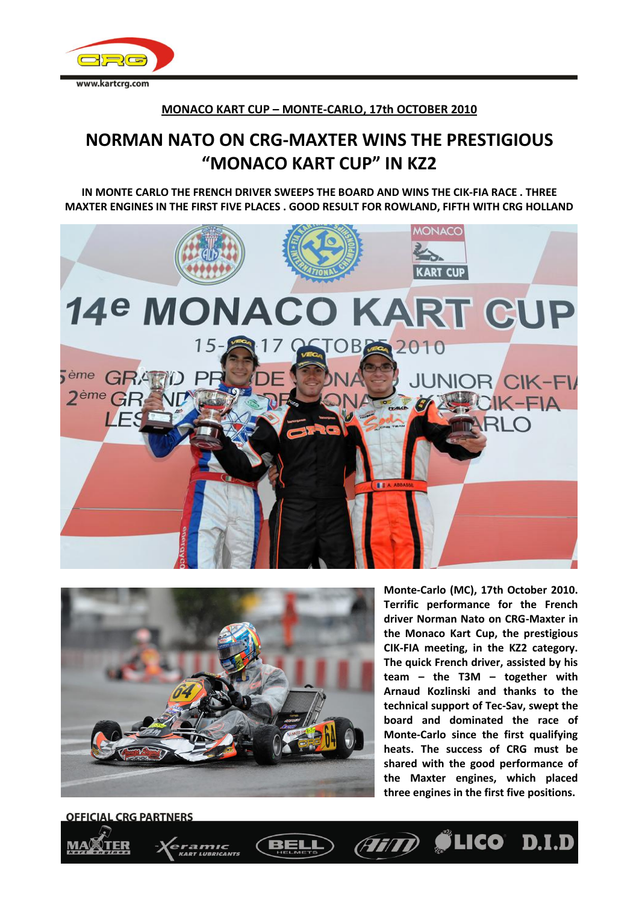www.kartcrg.com

**MONACO KART CUP – MONTE-CARLO, 17th OCTOBER 2010**

# NORMAN NATO ON CRG-MAXTER WINS THE PRESTIGIOUS "MONACO KART CUP" IN KZ2

**IN MONTE CARLO THE FRENCH DRIVER SWEEPS THE BOARD AND WINS THE CIK-FIA RACE . THREE MAXTER ENGINES IN THE FIRST FIVE PLACES . GOOD RESULT FOR ROWLAND, FIFTH WITH CRG HOLLAND**

**Monte-Carlo (MC), 17th October 2010. Terrific performance for the French driver Norman Nato on CRG-Maxter in the Monaco Kart Cup, the prestigious CIK-FIA meeting, in the KZ2 category. The quick French driver, assisted by his team – the T3M – together with Arnaud Kozlinski and thanks to the technical support of Tec-Sav, swept the board and dominated the race of Monte-Carlo since the first qualifying heats. The success of CRG must be shared with the good performance of the Maxter engines, which placed three engines in the first five positions.**

**OFFICIAL CRG PARTNERS**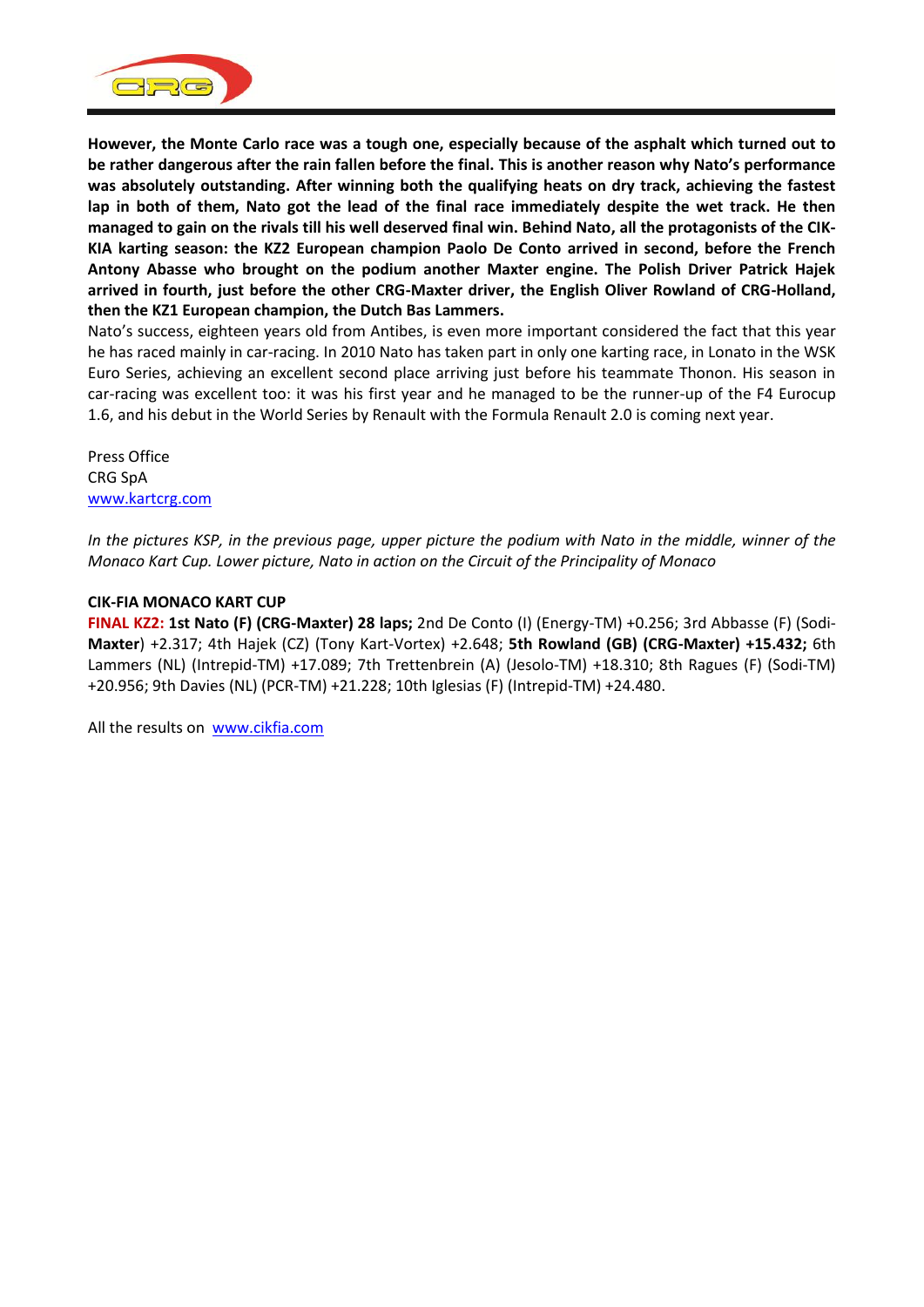**However, the Monte Carlo race was a tough one, especially because of the asphalt which turned out to be rather dangerous after the rain fallen before the final. This is another reason why Nato's performance was absolutely outstanding. After winning both the qualifying heats on dry track, achieving the fastest lap in both of them, Nato got the lead of the final race immediately despite the wet track. He then managed to gain on the rivals till his well deserved final win. Behind Nato, all the protagonists of the CIK-KIA karting season: the KZ2 European champion Paolo De Conto arrived in second, before the French Antony Abasse who brought on the podium another Maxter engine. The Polish Driver Patrick Hajek arrived in fourth, just before the other CRG-Maxter driver, the English Oliver Rowland of CRG-Holland, then the KZ1 European champion, the Dutch Bas Lammers.**

Nato's success, eighteen years old from Antibes, is even more important considered the fact that this year he has raced mainly in car-racing. In 2010 Nato has taken part in only one karting race, in Lonato in the WSK Euro Series, achieving an excellent second place arriving just before his teammate Thonon. His season in car-racing was excellent too: it was his first year and he managed to be the runner-up of the F4 Eurocup 1.6, and his debut in the World Series by Renault with the Formula Renault 2.0 is coming next year.

Press Office
CRG SpA
www.kartcrg.com

*In the pictures KSP, in the previous page, upper picture the podium with Nato in the middle, winner of the Monaco Kart Cup. Lower picture, Nato in action on the Circuit of the Principality of Monaco*

**CIK-FIA MONACO KART CUP**

**FINAL KZ2:** **1st Nato (F) (CRG-Maxter) 28 laps;** 2nd De Conto (I) (Energy-TM) +0.256; 3rd Abbasse (F) (Sodi-**Maxter**) +2.317; 4th Hajek (CZ) (Tony Kart-Vortex) +2.648; **5th Rowland (GB) (CRG-Maxter) +15.432;** 6th Lammers (NL) (Intrepid-TM) +17.089; 7th Trettenbrein (A) (Jesolo-TM) +18.310; 8th Ragues (F) (Sodi-TM) +20.956; 9th Davies (NL) (PCR-TM) +21.228; 10th Iglesias (F) (Intrepid-TM) +24.480.

All the results on www.cikfia.com